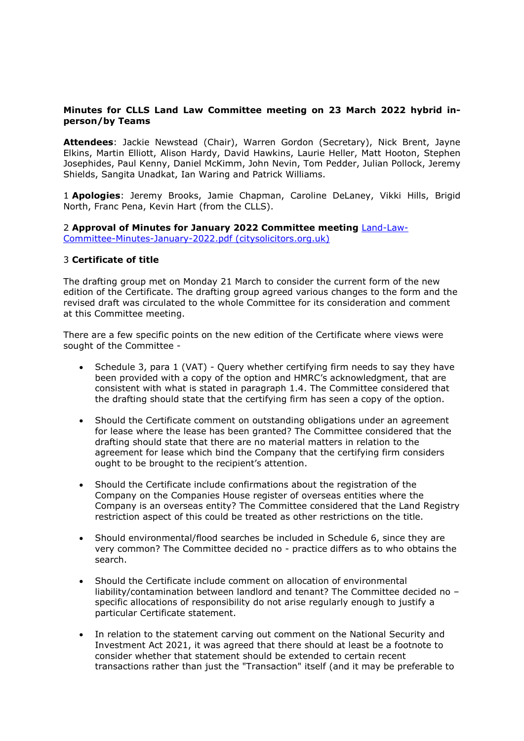**Minutes for CLLS Land Law Committee meeting on 23 March 2022 hybrid in-person/by Teams**

**Attendees**: Jackie Newstead (Chair), Warren Gordon (Secretary), Nick Brent, Jayne Elkins, Martin Elliott, Alison Hardy, David Hawkins, Laurie Heller, Matt Hooton, Stephen Josephides, Paul Kenny, Daniel McKimm, John Nevin, Tom Pedder, Julian Pollock, Jeremy Shields, Sangita Unadkat, Ian Waring and Patrick Williams.

1 **Apologies**: Jeremy Brooks, Jamie Chapman, Caroline DeLaney, Vikki Hills, Brigid North, Franc Pena, Kevin Hart (from the CLLS).

2 **Approval of Minutes for January 2022 Committee meeting** [Land-Law-Committee-Minutes-January-2022.pdf (citysolicitors.org.uk)](Land-Law-Committee-Minutes-January-2022.pdf)

3 **Certificate of title**

The drafting group met on Monday 21 March to consider the current form of the new edition of the Certificate. The drafting group agreed various changes to the form and the revised draft was circulated to the whole Committee for its consideration and comment at this Committee meeting.

There are a few specific points on the new edition of the Certificate where views were sought of the Committee -

- Schedule 3, para 1 (VAT) - Query whether certifying firm needs to say they have been provided with a copy of the option and HMRC's acknowledgment, that are consistent with what is stated in paragraph 1.4. The Committee considered that the drafting should state that the certifying firm has seen a copy of the option.
- Should the Certificate comment on outstanding obligations under an agreement for lease where the lease has been granted? The Committee considered that the drafting should state that there are no material matters in relation to the agreement for lease which bind the Company that the certifying firm considers ought to be brought to the recipient's attention.
- Should the Certificate include confirmations about the registration of the Company on the Companies House register of overseas entities where the Company is an overseas entity? The Committee considered that the Land Registry restriction aspect of this could be treated as other restrictions on the title.
- Should environmental/flood searches be included in Schedule 6, since they are very common? The Committee decided no - practice differs as to who obtains the search.
- Should the Certificate include comment on allocation of environmental liability/contamination between landlord and tenant? The Committee decided no – specific allocations of responsibility do not arise regularly enough to justify a particular Certificate statement.
- In relation to the statement carving out comment on the National Security and Investment Act 2021, it was agreed that there should at least be a footnote to consider whether that statement should be extended to certain recent transactions rather than just the "Transaction" itself (and it may be preferable to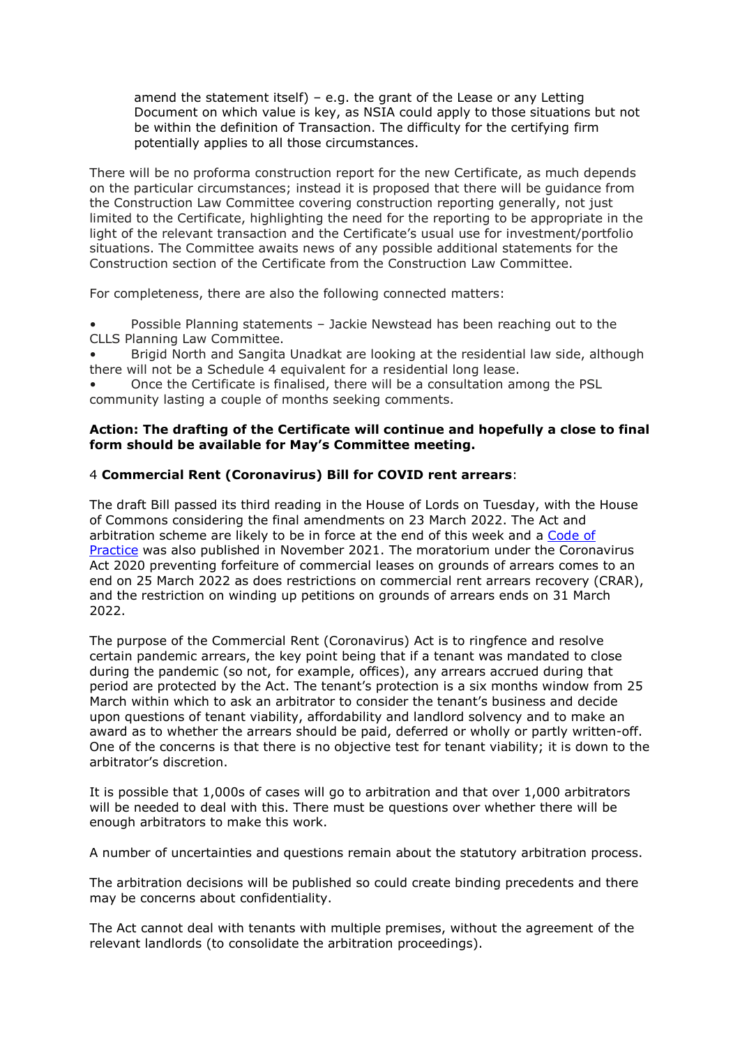amend the statement itself) – e.g. the grant of the Lease or any Letting Document on which value is key, as NSIA could apply to those situations but not be within the definition of Transaction. The difficulty for the certifying firm potentially applies to all those circumstances.

There will be no proforma construction report for the new Certificate, as much depends on the particular circumstances; instead it is proposed that there will be guidance from the Construction Law Committee covering construction reporting generally, not just limited to the Certificate, highlighting the need for the reporting to be appropriate in the light of the relevant transaction and the Certificate's usual use for investment/portfolio situations. The Committee awaits news of any possible additional statements for the Construction section of the Certificate from the Construction Law Committee.

For completeness, there are also the following connected matters:

- Possible Planning statements – Jackie Newstead has been reaching out to the CLLS Planning Law Committee.
- Brigid North and Sangita Unadkat are looking at the residential law side, although there will not be a Schedule 4 equivalent for a residential long lease.
- Once the Certificate is finalised, there will be a consultation among the PSL community lasting a couple of months seeking comments.

**Action: The drafting of the Certificate will continue and hopefully a close to final form should be available for May's Committee meeting.**

4 **Commercial Rent (Coronavirus) Bill for COVID rent arrears**:

The draft Bill passed its third reading in the House of Lords on Tuesday, with the House of Commons considering the final amendments on 23 March 2022. The Act and arbitration scheme are likely to be in force at the end of this week and a Code of Practice was also published in November 2021. The moratorium under the Coronavirus Act 2020 preventing forfeiture of commercial leases on grounds of arrears comes to an end on 25 March 2022 as does restrictions on commercial rent arrears recovery (CRAR), and the restriction on winding up petitions on grounds of arrears ends on 31 March 2022.

The purpose of the Commercial Rent (Coronavirus) Act is to ringfence and resolve certain pandemic arrears, the key point being that if a tenant was mandated to close during the pandemic (so not, for example, offices), any arrears accrued during that period are protected by the Act. The tenant's protection is a six months window from 25 March within which to ask an arbitrator to consider the tenant's business and decide upon questions of tenant viability, affordability and landlord solvency and to make an award as to whether the arrears should be paid, deferred or wholly or partly written-off. One of the concerns is that there is no objective test for tenant viability; it is down to the arbitrator's discretion.

It is possible that 1,000s of cases will go to arbitration and that over 1,000 arbitrators will be needed to deal with this. There must be questions over whether there will be enough arbitrators to make this work.

A number of uncertainties and questions remain about the statutory arbitration process.

The arbitration decisions will be published so could create binding precedents and there may be concerns about confidentiality.

The Act cannot deal with tenants with multiple premises, without the agreement of the relevant landlords (to consolidate the arbitration proceedings).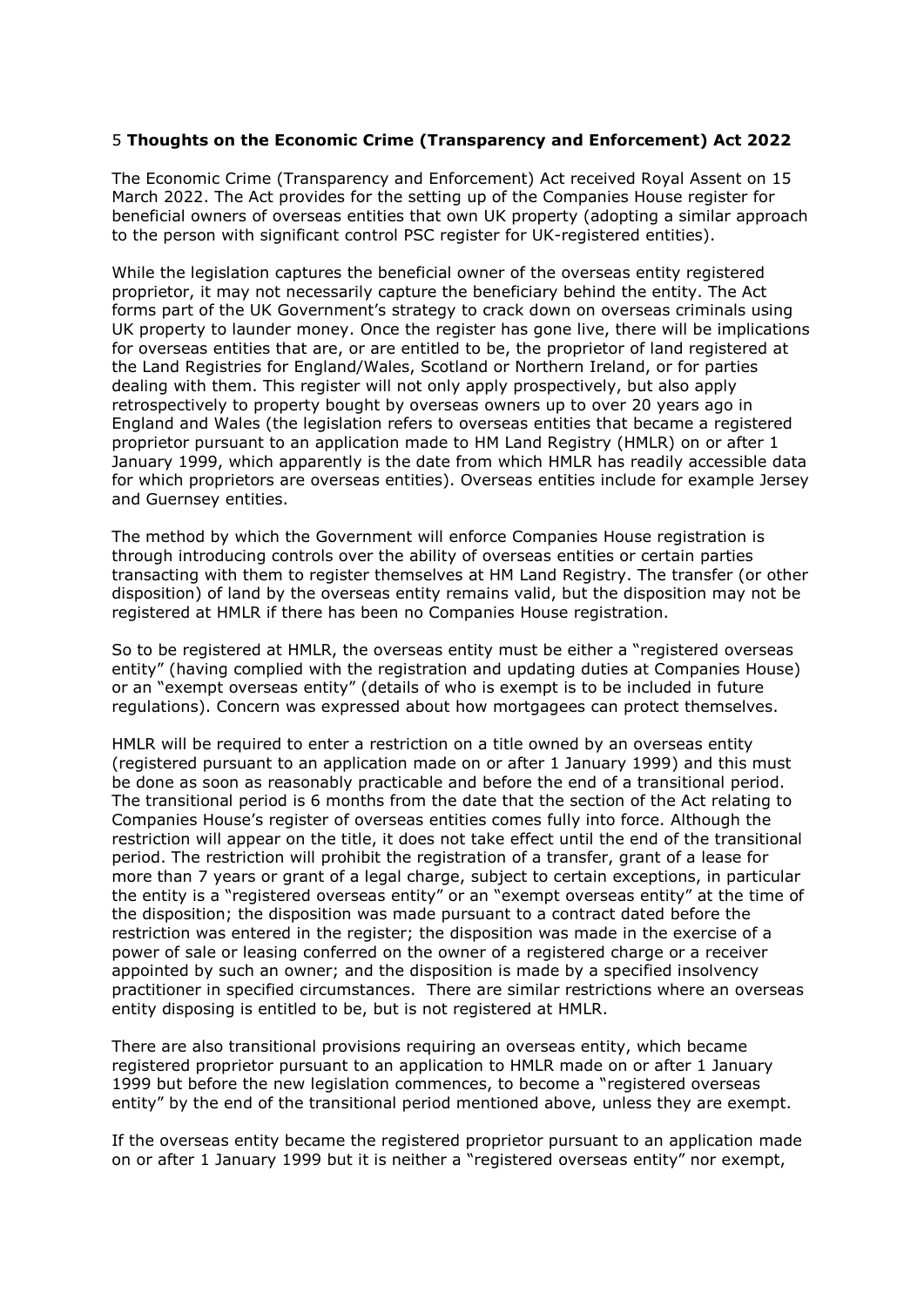## 5 **Thoughts on the Economic Crime (Transparency and Enforcement) Act 2022**

The Economic Crime (Transparency and Enforcement) Act received Royal Assent on 15 March 2022. The Act provides for the setting up of the Companies House register for beneficial owners of overseas entities that own UK property (adopting a similar approach to the person with significant control PSC register for UK-registered entities).

While the legislation captures the beneficial owner of the overseas entity registered proprietor, it may not necessarily capture the beneficiary behind the entity. The Act forms part of the UK Government's strategy to crack down on overseas criminals using UK property to launder money. Once the register has gone live, there will be implications for overseas entities that are, or are entitled to be, the proprietor of land registered at the Land Registries for England/Wales, Scotland or Northern Ireland, or for parties dealing with them. This register will not only apply prospectively, but also apply retrospectively to property bought by overseas owners up to over 20 years ago in England and Wales (the legislation refers to overseas entities that became a registered proprietor pursuant to an application made to HM Land Registry (HMLR) on or after 1 January 1999, which apparently is the date from which HMLR has readily accessible data for which proprietors are overseas entities). Overseas entities include for example Jersey and Guernsey entities.

The method by which the Government will enforce Companies House registration is through introducing controls over the ability of overseas entities or certain parties transacting with them to register themselves at HM Land Registry. The transfer (or other disposition) of land by the overseas entity remains valid, but the disposition may not be registered at HMLR if there has been no Companies House registration.

So to be registered at HMLR, the overseas entity must be either a "registered overseas entity" (having complied with the registration and updating duties at Companies House) or an "exempt overseas entity" (details of who is exempt is to be included in future regulations). Concern was expressed about how mortgagees can protect themselves.

HMLR will be required to enter a restriction on a title owned by an overseas entity (registered pursuant to an application made on or after 1 January 1999) and this must be done as soon as reasonably practicable and before the end of a transitional period. The transitional period is 6 months from the date that the section of the Act relating to Companies House's register of overseas entities comes fully into force. Although the restriction will appear on the title, it does not take effect until the end of the transitional period. The restriction will prohibit the registration of a transfer, grant of a lease for more than 7 years or grant of a legal charge, subject to certain exceptions, in particular the entity is a "registered overseas entity" or an "exempt overseas entity" at the time of the disposition; the disposition was made pursuant to a contract dated before the restriction was entered in the register; the disposition was made in the exercise of a power of sale or leasing conferred on the owner of a registered charge or a receiver appointed by such an owner; and the disposition is made by a specified insolvency practitioner in specified circumstances. There are similar restrictions where an overseas entity disposing is entitled to be, but is not registered at HMLR.

There are also transitional provisions requiring an overseas entity, which became registered proprietor pursuant to an application to HMLR made on or after 1 January 1999 but before the new legislation commences, to become a "registered overseas entity" by the end of the transitional period mentioned above, unless they are exempt.

If the overseas entity became the registered proprietor pursuant to an application made on or after 1 January 1999 but it is neither a "registered overseas entity" nor exempt,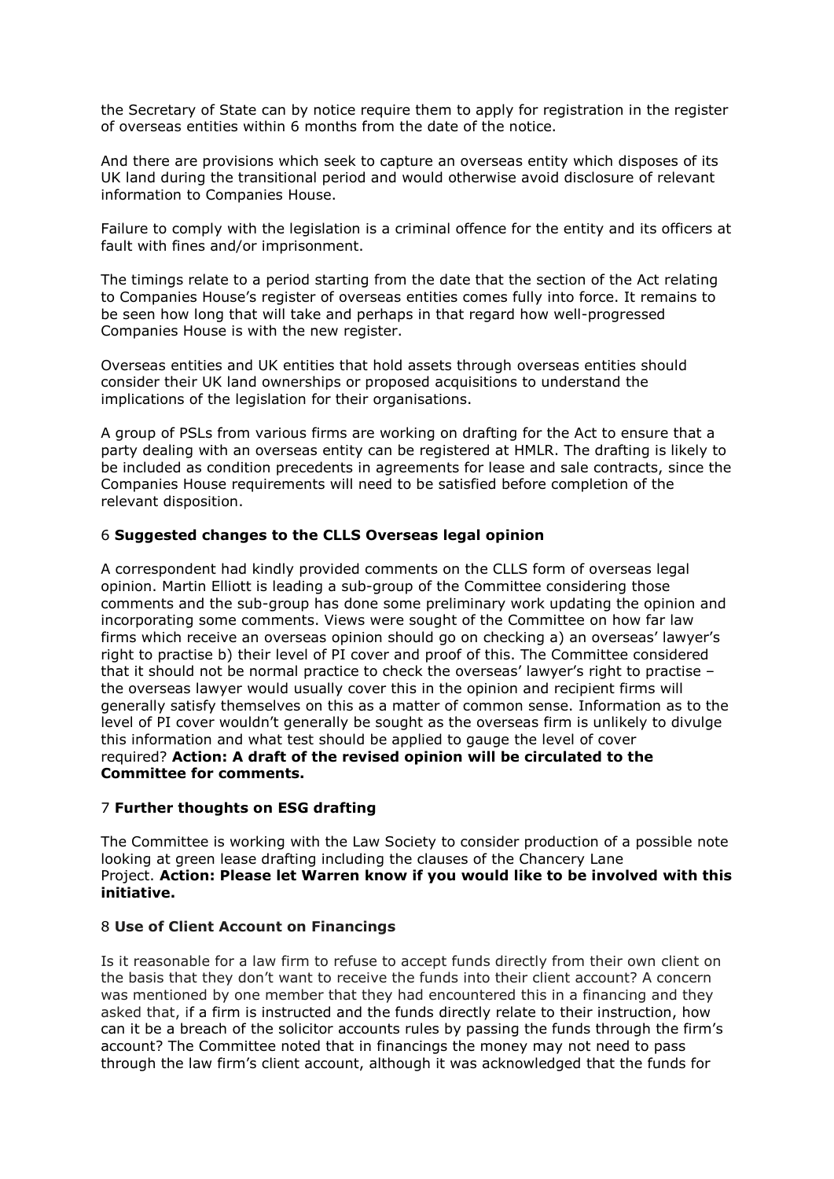the Secretary of State can by notice require them to apply for registration in the register of overseas entities within 6 months from the date of the notice.

And there are provisions which seek to capture an overseas entity which disposes of its UK land during the transitional period and would otherwise avoid disclosure of relevant information to Companies House.

Failure to comply with the legislation is a criminal offence for the entity and its officers at fault with fines and/or imprisonment.

The timings relate to a period starting from the date that the section of the Act relating to Companies House's register of overseas entities comes fully into force. It remains to be seen how long that will take and perhaps in that regard how well-progressed Companies House is with the new register.

Overseas entities and UK entities that hold assets through overseas entities should consider their UK land ownerships or proposed acquisitions to understand the implications of the legislation for their organisations.

A group of PSLs from various firms are working on drafting for the Act to ensure that a party dealing with an overseas entity can be registered at HMLR. The drafting is likely to be included as condition precedents in agreements for lease and sale contracts, since the Companies House requirements will need to be satisfied before completion of the relevant disposition.

### 6 **Suggested changes to the CLLS Overseas legal opinion**

A correspondent had kindly provided comments on the CLLS form of overseas legal opinion. Martin Elliott is leading a sub-group of the Committee considering those comments and the sub-group has done some preliminary work updating the opinion and incorporating some comments. Views were sought of the Committee on how far law firms which receive an overseas opinion should go on checking a) an overseas' lawyer's right to practise b) their level of PI cover and proof of this. The Committee considered that it should not be normal practice to check the overseas' lawyer's right to practise – the overseas lawyer would usually cover this in the opinion and recipient firms will generally satisfy themselves on this as a matter of common sense. Information as to the level of PI cover wouldn't generally be sought as the overseas firm is unlikely to divulge this information and what test should be applied to gauge the level of cover required? **Action: A draft of the revised opinion will be circulated to the Committee for comments.**

### 7 **Further thoughts on ESG drafting**

The Committee is working with the Law Society to consider production of a possible note looking at green lease drafting including the clauses of the Chancery Lane Project. **Action: Please let Warren know if you would like to be involved with this initiative.**

### 8 **Use of Client Account on Financings**

Is it reasonable for a law firm to refuse to accept funds directly from their own client on the basis that they don't want to receive the funds into their client account? A concern was mentioned by one member that they had encountered this in a financing and they asked that, if a firm is instructed and the funds directly relate to their instruction, how can it be a breach of the solicitor accounts rules by passing the funds through the firm's account? The Committee noted that in financings the money may not need to pass through the law firm's client account, although it was acknowledged that the funds for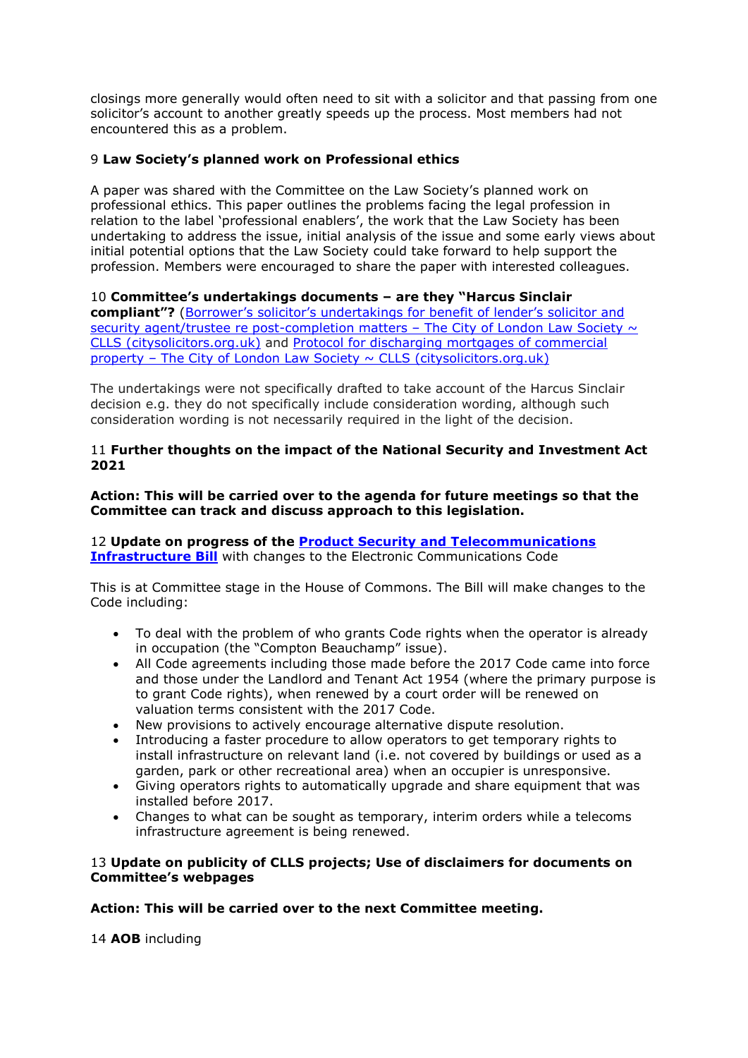closings more generally would often need to sit with a solicitor and that passing from one solicitor's account to another greatly speeds up the process. Most members had not encountered this as a problem.

9 **Law Society's planned work on Professional ethics**

A paper was shared with the Committee on the Law Society's planned work on professional ethics. This paper outlines the problems facing the legal profession in relation to the label 'professional enablers', the work that the Law Society has been undertaking to address the issue, initial analysis of the issue and some early views about initial potential options that the Law Society could take forward to help support the profession. Members were encouraged to share the paper with interested colleagues.

10 **Committee's undertakings documents – are they "Harcus Sinclair compliant"?** (Borrower's solicitor's undertakings for benefit of lender's solicitor and security agent/trustee re post-completion matters – The City of London Law Society ~ CLLS (citysolicitors.org.uk) and Protocol for discharging mortgages of commercial property – The City of London Law Society ~ CLLS (citysolicitors.org.uk))

The undertakings were not specifically drafted to take account of the Harcus Sinclair decision e.g. they do not specifically include consideration wording, although such consideration wording is not necessarily required in the light of the decision.

11 **Further thoughts on the impact of the National Security and Investment Act 2021**

**Action: This will be carried over to the agenda for future meetings so that the Committee can track and discuss approach to this legislation.**

12 **Update on progress of the Product Security and Telecommunications Infrastructure Bill** with changes to the Electronic Communications Code

This is at Committee stage in the House of Commons. The Bill will make changes to the Code including:

- To deal with the problem of who grants Code rights when the operator is already in occupation (the "Compton Beauchamp" issue).
- All Code agreements including those made before the 2017 Code came into force and those under the Landlord and Tenant Act 1954 (where the primary purpose is to grant Code rights), when renewed by a court order will be renewed on valuation terms consistent with the 2017 Code.
- New provisions to actively encourage alternative dispute resolution.
- Introducing a faster procedure to allow operators to get temporary rights to install infrastructure on relevant land (i.e. not covered by buildings or used as a garden, park or other recreational area) when an occupier is unresponsive.
- Giving operators rights to automatically upgrade and share equipment that was installed before 2017.
- Changes to what can be sought as temporary, interim orders while a telecoms infrastructure agreement is being renewed.

13 **Update on publicity of CLLS projects; Use of disclaimers for documents on Committee's webpages**

**Action: This will be carried over to the next Committee meeting.**

14 **AOB** including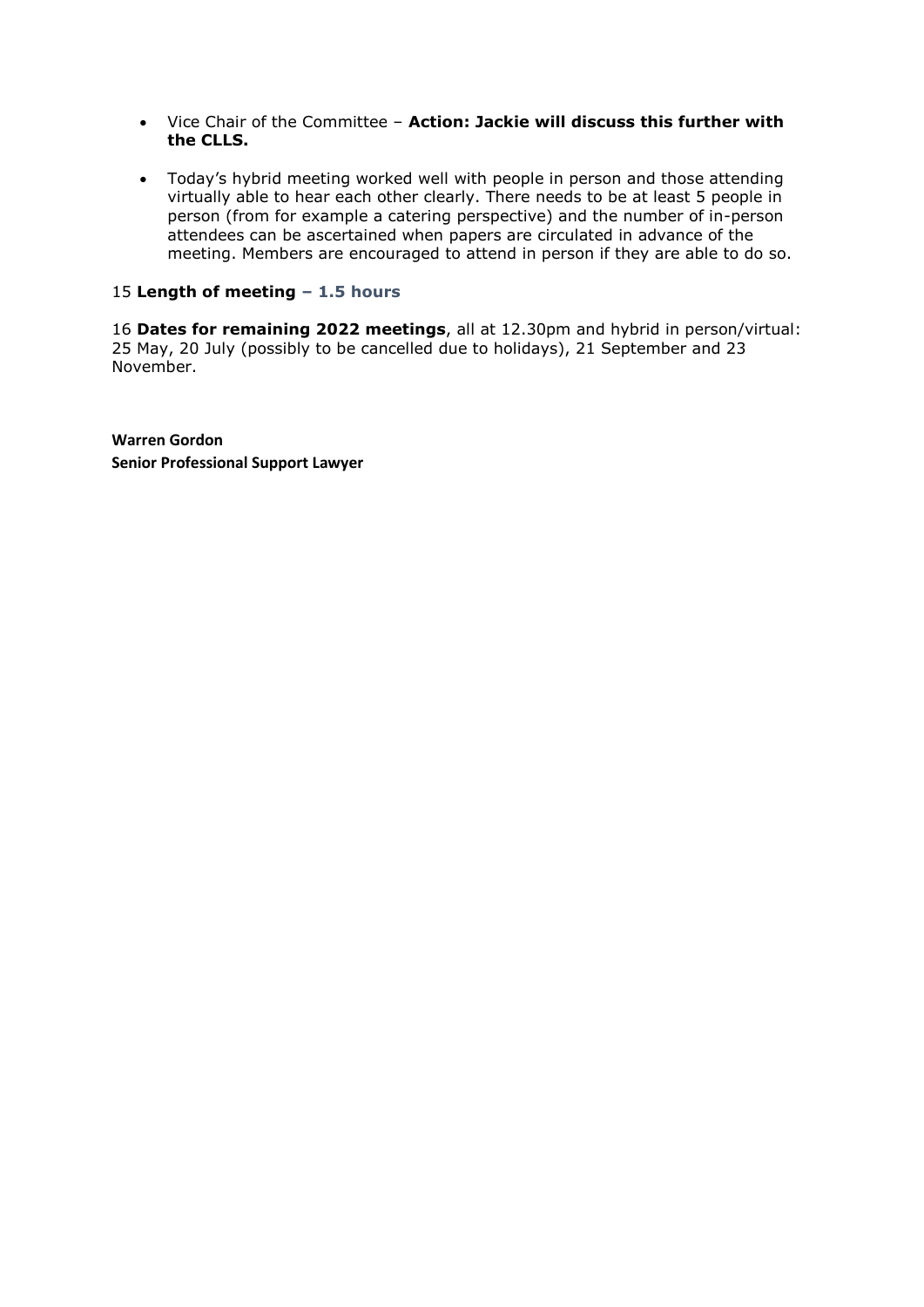- Vice Chair of the Committee – **Action: Jackie will discuss this further with the CLLS.**
- Today's hybrid meeting worked well with people in person and those attending virtually able to hear each other clearly. There needs to be at least 5 people in person (from for example a catering perspective) and the number of in-person attendees can be ascertained when papers are circulated in advance of the meeting. Members are encouraged to attend in person if they are able to do so.

15 **Length of meeting – 1.5 hours**

16 **Dates for remaining 2022 meetings**, all at 12.30pm and hybrid in person/virtual: 25 May, 20 July (possibly to be cancelled due to holidays), 21 September and 23 November.

**Warren Gordon**
**Senior Professional Support Lawyer**